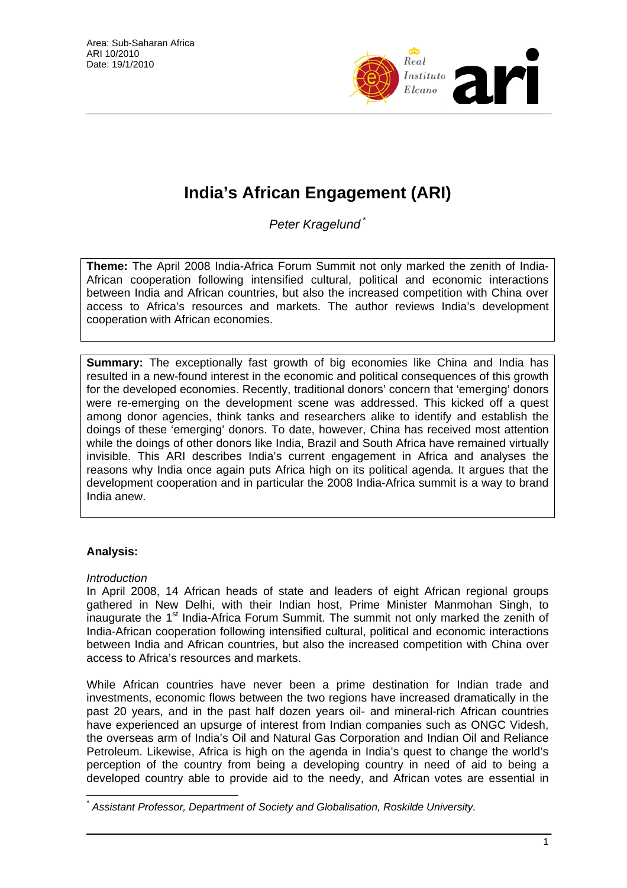Area: Sub-Saharan Africa
ARI 10/2010
Date: 19/1/2010

# India's African Engagement (ARI)

*Peter Kragelund* [*]

**Theme:** The April 2008 India-Africa Forum Summit not only marked the zenith of India-African cooperation following intensified cultural, political and economic interactions between India and African countries, but also the increased competition with China over access to Africa's resources and markets. The author reviews India's development cooperation with African economies.

**Summary:** The exceptionally fast growth of big economies like China and India has resulted in a new-found interest in the economic and political consequences of this growth for the developed economies. Recently, traditional donors' concern that 'emerging' donors were re-emerging on the development scene was addressed. This kicked off a quest among donor agencies, think tanks and researchers alike to identify and establish the doings of these 'emerging' donors. To date, however, China has received most attention while the doings of other donors like India, Brazil and South Africa have remained virtually invisible. This ARI describes India's current engagement in Africa and analyses the reasons why India once again puts Africa high on its political agenda. It argues that the development cooperation and in particular the 2008 India-Africa summit is a way to brand India anew.

**Analysis:**

*Introduction*

In April 2008, 14 African heads of state and leaders of eight African regional groups gathered in New Delhi, with their Indian host, Prime Minister Manmohan Singh, to inaugurate the 1st India-Africa Forum Summit. The summit not only marked the zenith of India-African cooperation following intensified cultural, political and economic interactions between India and African countries, but also the increased competition with China over access to Africa's resources and markets.

While African countries have never been a prime destination for Indian trade and investments, economic flows between the two regions have increased dramatically in the past 20 years, and in the past half dozen years oil- and mineral-rich African countries have experienced an upsurge of interest from Indian companies such as ONGC Videsh, the overseas arm of India's Oil and Natural Gas Corporation and Indian Oil and Reliance Petroleum. Likewise, Africa is high on the agenda in India's quest to change the world's perception of the country from being a developing country in need of aid to being a developed country able to provide aid to the needy, and African votes are essential in

[*] *Assistant Professor, Department of Society and Globalisation, Roskilde University.*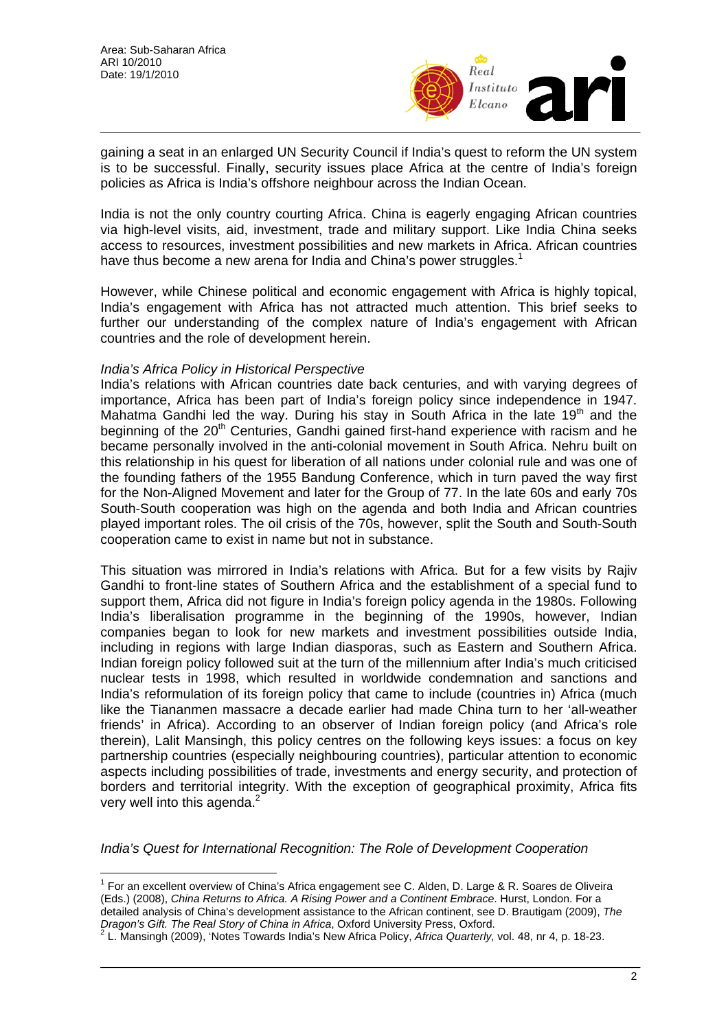gaining a seat in an enlarged UN Security Council if India's quest to reform the UN system is to be successful. Finally, security issues place Africa at the centre of India's foreign policies as Africa is India's offshore neighbour across the Indian Ocean.

India is not the only country courting Africa. China is eagerly engaging African countries via high-level visits, aid, investment, trade and military support. Like India China seeks access to resources, investment possibilities and new markets in Africa. African countries have thus become a new arena for India and China's power struggles.[1]

However, while Chinese political and economic engagement with Africa is highly topical, India's engagement with Africa has not attracted much attention. This brief seeks to further our understanding of the complex nature of India's engagement with African countries and the role of development herein.

*India's Africa Policy in Historical Perspective*

India's relations with African countries date back centuries, and with varying degrees of importance, Africa has been part of India's foreign policy since independence in 1947. Mahatma Gandhi led the way. During his stay in South Africa in the late 19th and the beginning of the 20th Centuries, Gandhi gained first-hand experience with racism and he became personally involved in the anti-colonial movement in South Africa. Nehru built on this relationship in his quest for liberation of all nations under colonial rule and was one of the founding fathers of the 1955 Bandung Conference, which in turn paved the way first for the Non-Aligned Movement and later for the Group of 77. In the late 60s and early 70s South-South cooperation was high on the agenda and both India and African countries played important roles. The oil crisis of the 70s, however, split the South and South-South cooperation came to exist in name but not in substance.

This situation was mirrored in India's relations with Africa. But for a few visits by Rajiv Gandhi to front-line states of Southern Africa and the establishment of a special fund to support them, Africa did not figure in India's foreign policy agenda in the 1980s. Following India's liberalisation programme in the beginning of the 1990s, however, Indian companies began to look for new markets and investment possibilities outside India, including in regions with large Indian diasporas, such as Eastern and Southern Africa. Indian foreign policy followed suit at the turn of the millennium after India's much criticised nuclear tests in 1998, which resulted in worldwide condemnation and sanctions and India's reformulation of its foreign policy that came to include (countries in) Africa (much like the Tiananmen massacre a decade earlier had made China turn to her 'all-weather friends' in Africa). According to an observer of Indian foreign policy (and Africa's role therein), Lalit Mansingh, this policy centres on the following keys issues: a focus on key partnership countries (especially neighbouring countries), particular attention to economic aspects including possibilities of trade, investments and energy security, and protection of borders and territorial integrity. With the exception of geographical proximity, Africa fits very well into this agenda.[2]

*India's Quest for International Recognition: The Role of Development Cooperation*

---

[1] For an excellent overview of China's Africa engagement see C. Alden, D. Large & R. Soares de Oliveira (Eds.) (2008), *China Returns to Africa. A Rising Power and a Continent Embrace*. Hurst, London. For a detailed analysis of China's development assistance to the African continent, see D. Brautigam (2009), *The Dragon's Gift. The Real Story of China in Africa*, Oxford University Press, Oxford.

[2] L. Mansingh (2009), 'Notes Towards India's New Africa Policy, *Africa Quarterly,* vol. 48, nr 4, p. 18-23.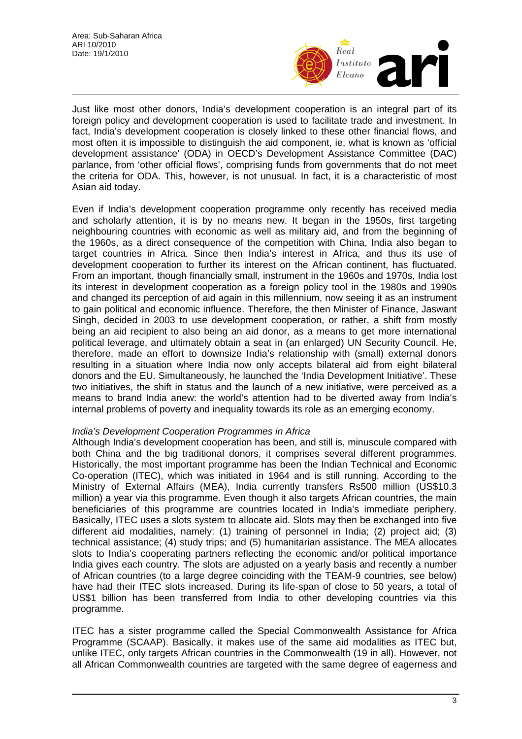Just like most other donors, India's development cooperation is an integral part of its foreign policy and development cooperation is used to facilitate trade and investment. In fact, India's development cooperation is closely linked to these other financial flows, and most often it is impossible to distinguish the aid component, ie, what is known as 'official development assistance' (ODA) in OECD's Development Assistance Committee (DAC) parlance, from 'other official flows', comprising funds from governments that do not meet the criteria for ODA. This, however, is not unusual. In fact, it is a characteristic of most Asian aid today.

Even if India's development cooperation programme only recently has received media and scholarly attention, it is by no means new. It began in the 1950s, first targeting neighbouring countries with economic as well as military aid, and from the beginning of the 1960s, as a direct consequence of the competition with China, India also began to target countries in Africa. Since then India's interest in Africa, and thus its use of development cooperation to further its interest on the African continent, has fluctuated. From an important, though financially small, instrument in the 1960s and 1970s, India lost its interest in development cooperation as a foreign policy tool in the 1980s and 1990s and changed its perception of aid again in this millennium, now seeing it as an instrument to gain political and economic influence. Therefore, the then Minister of Finance, Jaswant Singh, decided in 2003 to use development cooperation, or rather, a shift from mostly being an aid recipient to also being an aid donor, as a means to get more international political leverage, and ultimately obtain a seat in (an enlarged) UN Security Council. He, therefore, made an effort to downsize India's relationship with (small) external donors resulting in a situation where India now only accepts bilateral aid from eight bilateral donors and the EU. Simultaneously, he launched the 'India Development Initiative'. These two initiatives, the shift in status and the launch of a new initiative, were perceived as a means to brand India anew: the world's attention had to be diverted away from India's internal problems of poverty and inequality towards its role as an emerging economy.

*India's Development Cooperation Programmes in Africa*

Although India's development cooperation has been, and still is, minuscule compared with both China and the big traditional donors, it comprises several different programmes. Historically, the most important programme has been the Indian Technical and Economic Co-operation (ITEC), which was initiated in 1964 and is still running. According to the Ministry of External Affairs (MEA), India currently transfers Rs500 million (US$10.3 million) a year via this programme. Even though it also targets African countries, the main beneficiaries of this programme are countries located in India's immediate periphery. Basically, ITEC uses a slots system to allocate aid. Slots may then be exchanged into five different aid modalities, namely: (1) training of personnel in India; (2) project aid; (3) technical assistance; (4) study trips; and (5) humanitarian assistance. The MEA allocates slots to India's cooperating partners reflecting the economic and/or political importance India gives each country. The slots are adjusted on a yearly basis and recently a number of African countries (to a large degree coinciding with the TEAM-9 countries, see below) have had their ITEC slots increased. During its life-span of close to 50 years, a total of US$1 billion has been transferred from India to other developing countries via this programme.

ITEC has a sister programme called the Special Commonwealth Assistance for Africa Programme (SCAAP). Basically, it makes use of the same aid modalities as ITEC but, unlike ITEC, only targets African countries in the Commonwealth (19 in all). However, not all African Commonwealth countries are targeted with the same degree of eagerness and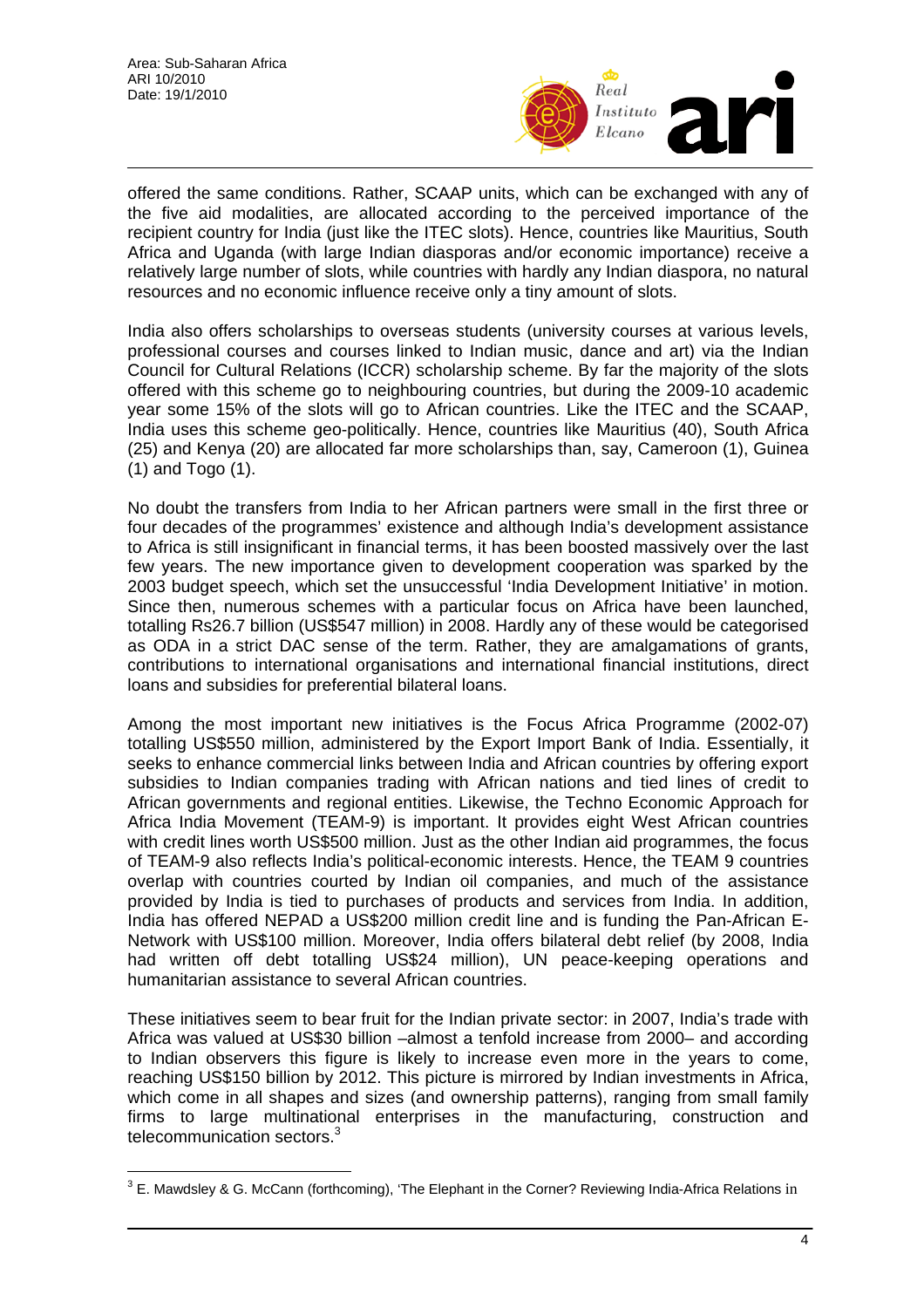offered the same conditions. Rather, SCAAP units, which can be exchanged with any of the five aid modalities, are allocated according to the perceived importance of the recipient country for India (just like the ITEC slots). Hence, countries like Mauritius, South Africa and Uganda (with large Indian diasporas and/or economic importance) receive a relatively large number of slots, while countries with hardly any Indian diaspora, no natural resources and no economic influence receive only a tiny amount of slots.

India also offers scholarships to overseas students (university courses at various levels, professional courses and courses linked to Indian music, dance and art) via the Indian Council for Cultural Relations (ICCR) scholarship scheme. By far the majority of the slots offered with this scheme go to neighbouring countries, but during the 2009-10 academic year some 15% of the slots will go to African countries. Like the ITEC and the SCAAP, India uses this scheme geo-politically. Hence, countries like Mauritius (40), South Africa (25) and Kenya (20) are allocated far more scholarships than, say, Cameroon (1), Guinea (1) and Togo (1).

No doubt the transfers from India to her African partners were small in the first three or four decades of the programmes' existence and although India's development assistance to Africa is still insignificant in financial terms, it has been boosted massively over the last few years. The new importance given to development cooperation was sparked by the 2003 budget speech, which set the unsuccessful 'India Development Initiative' in motion. Since then, numerous schemes with a particular focus on Africa have been launched, totalling Rs26.7 billion (US$547 million) in 2008. Hardly any of these would be categorised as ODA in a strict DAC sense of the term. Rather, they are amalgamations of grants, contributions to international organisations and international financial institutions, direct loans and subsidies for preferential bilateral loans.

Among the most important new initiatives is the Focus Africa Programme (2002-07) totalling US$550 million, administered by the Export Import Bank of India. Essentially, it seeks to enhance commercial links between India and African countries by offering export subsidies to Indian companies trading with African nations and tied lines of credit to African governments and regional entities. Likewise, the Techno Economic Approach for Africa India Movement (TEAM-9) is important. It provides eight West African countries with credit lines worth US$500 million. Just as the other Indian aid programmes, the focus of TEAM-9 also reflects India's political-economic interests. Hence, the TEAM 9 countries overlap with countries courted by Indian oil companies, and much of the assistance provided by India is tied to purchases of products and services from India. In addition, India has offered NEPAD a US$200 million credit line and is funding the Pan-African E-Network with US$100 million. Moreover, India offers bilateral debt relief (by 2008, India had written off debt totalling US$24 million), UN peace-keeping operations and humanitarian assistance to several African countries.

These initiatives seem to bear fruit for the Indian private sector: in 2007, India's trade with Africa was valued at US$30 billion –almost a tenfold increase from 2000– and according to Indian observers this figure is likely to increase even more in the years to come, reaching US$150 billion by 2012. This picture is mirrored by Indian investments in Africa, which come in all shapes and sizes (and ownership patterns), ranging from small family firms to large multinational enterprises in the manufacturing, construction and telecommunication sectors.[3]

---

[3] E. Mawdsley & G. McCann (forthcoming), 'The Elephant in the Corner? Reviewing India-Africa Relations in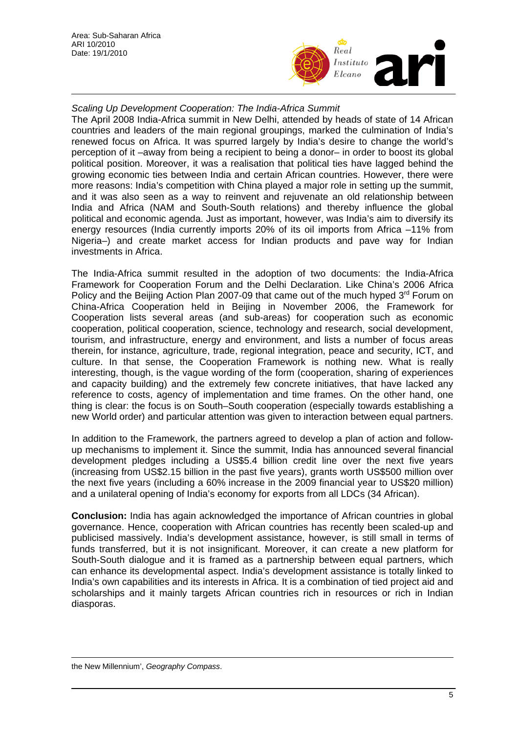*Scaling Up Development Cooperation: The India-Africa Summit*

The April 2008 India-Africa summit in New Delhi, attended by heads of state of 14 African countries and leaders of the main regional groupings, marked the culmination of India's renewed focus on Africa. It was spurred largely by India's desire to change the world's perception of it –away from being a recipient to being a donor– in order to boost its global political position. Moreover, it was a realisation that political ties have lagged behind the growing economic ties between India and certain African countries. However, there were more reasons: India's competition with China played a major role in setting up the summit, and it was also seen as a way to reinvent and rejuvenate an old relationship between India and Africa (NAM and South-South relations) and thereby influence the global political and economic agenda. Just as important, however, was India's aim to diversify its energy resources (India currently imports 20% of its oil imports from Africa –11% from Nigeria–) and create market access for Indian products and pave way for Indian investments in Africa.

The India-Africa summit resulted in the adoption of two documents: the India-Africa Framework for Cooperation Forum and the Delhi Declaration. Like China's 2006 Africa Policy and the Beijing Action Plan 2007-09 that came out of the much hyped 3rd Forum on China-Africa Cooperation held in Beijing in November 2006, the Framework for Cooperation lists several areas (and sub-areas) for cooperation such as economic cooperation, political cooperation, science, technology and research, social development, tourism, and infrastructure, energy and environment, and lists a number of focus areas therein, for instance, agriculture, trade, regional integration, peace and security, ICT, and culture. In that sense, the Cooperation Framework is nothing new. What is really interesting, though, is the vague wording of the form (cooperation, sharing of experiences and capacity building) and the extremely few concrete initiatives, that have lacked any reference to costs, agency of implementation and time frames. On the other hand, one thing is clear: the focus is on South–South cooperation (especially towards establishing a new World order) and particular attention was given to interaction between equal partners.

In addition to the Framework, the partners agreed to develop a plan of action and follow-up mechanisms to implement it. Since the summit, India has announced several financial development pledges including a US$5.4 billion credit line over the next five years (increasing from US$2.15 billion in the past five years), grants worth US$500 million over the next five years (including a 60% increase in the 2009 financial year to US$20 million) and a unilateral opening of India's economy for exports from all LDCs (34 African).

**Conclusion:** India has again acknowledged the importance of African countries in global governance. Hence, cooperation with African countries has recently been scaled-up and publicised massively. India's development assistance, however, is still small in terms of funds transferred, but it is not insignificant. Moreover, it can create a new platform for South-South dialogue and it is framed as a partnership between equal partners, which can enhance its developmental aspect. India's development assistance is totally linked to India's own capabilities and its interests in Africa. It is a combination of tied project aid and scholarships and it mainly targets African countries rich in resources or rich in Indian diasporas.

---

the New Millennium', *Geography Compass*.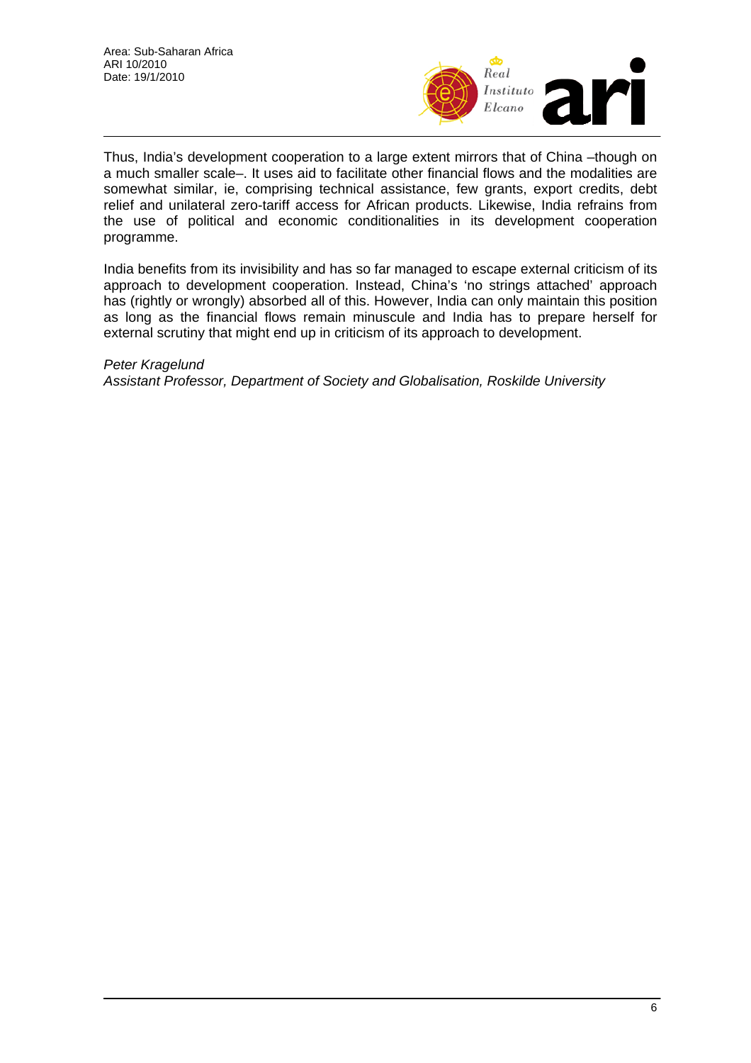Thus, India's development cooperation to a large extent mirrors that of China –though on a much smaller scale–. It uses aid to facilitate other financial flows and the modalities are somewhat similar, ie, comprising technical assistance, few grants, export credits, debt relief and unilateral zero-tariff access for African products. Likewise, India refrains from the use of political and economic conditionalities in its development cooperation programme.

India benefits from its invisibility and has so far managed to escape external criticism of its approach to development cooperation. Instead, China's 'no strings attached' approach has (rightly or wrongly) absorbed all of this. However, India can only maintain this position as long as the financial flows remain minuscule and India has to prepare herself for external scrutiny that might end up in criticism of its approach to development.

*Peter Kragelund*
*Assistant Professor, Department of Society and Globalisation, Roskilde University*